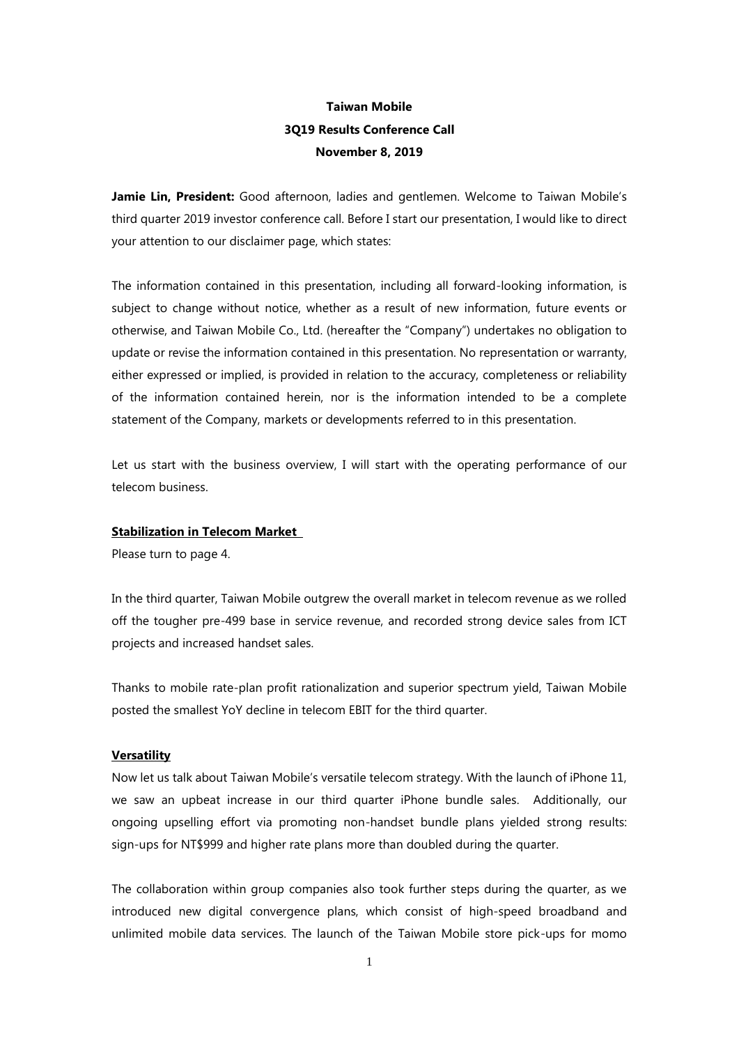**Taiwan Mobile**
**3Q19 Results Conference Call**
**November 8, 2019**

**Jamie Lin, President:** Good afternoon, ladies and gentlemen. Welcome to Taiwan Mobile's third quarter 2019 investor conference call. Before I start our presentation, I would like to direct your attention to our disclaimer page, which states:

The information contained in this presentation, including all forward-looking information, is subject to change without notice, whether as a result of new information, future events or otherwise, and Taiwan Mobile Co., Ltd. (hereafter the "Company") undertakes no obligation to update or revise the information contained in this presentation. No representation or warranty, either expressed or implied, is provided in relation to the accuracy, completeness or reliability of the information contained herein, nor is the information intended to be a complete statement of the Company, markets or developments referred to in this presentation.

Let us start with the business overview, I will start with the operating performance of our telecom business.

**Stabilization in Telecom Market**

Please turn to page 4.

In the third quarter, Taiwan Mobile outgrew the overall market in telecom revenue as we rolled off the tougher pre-499 base in service revenue, and recorded strong device sales from ICT projects and increased handset sales.

Thanks to mobile rate-plan profit rationalization and superior spectrum yield, Taiwan Mobile posted the smallest YoY decline in telecom EBIT for the third quarter.

**Versatility**

Now let us talk about Taiwan Mobile's versatile telecom strategy. With the launch of iPhone 11, we saw an upbeat increase in our third quarter iPhone bundle sales. Additionally, our ongoing upselling effort via promoting non-handset bundle plans yielded strong results: sign-ups for NT$999 and higher rate plans more than doubled during the quarter.

The collaboration within group companies also took further steps during the quarter, as we introduced new digital convergence plans, which consist of high-speed broadband and unlimited mobile data services. The launch of the Taiwan Mobile store pick-ups for momo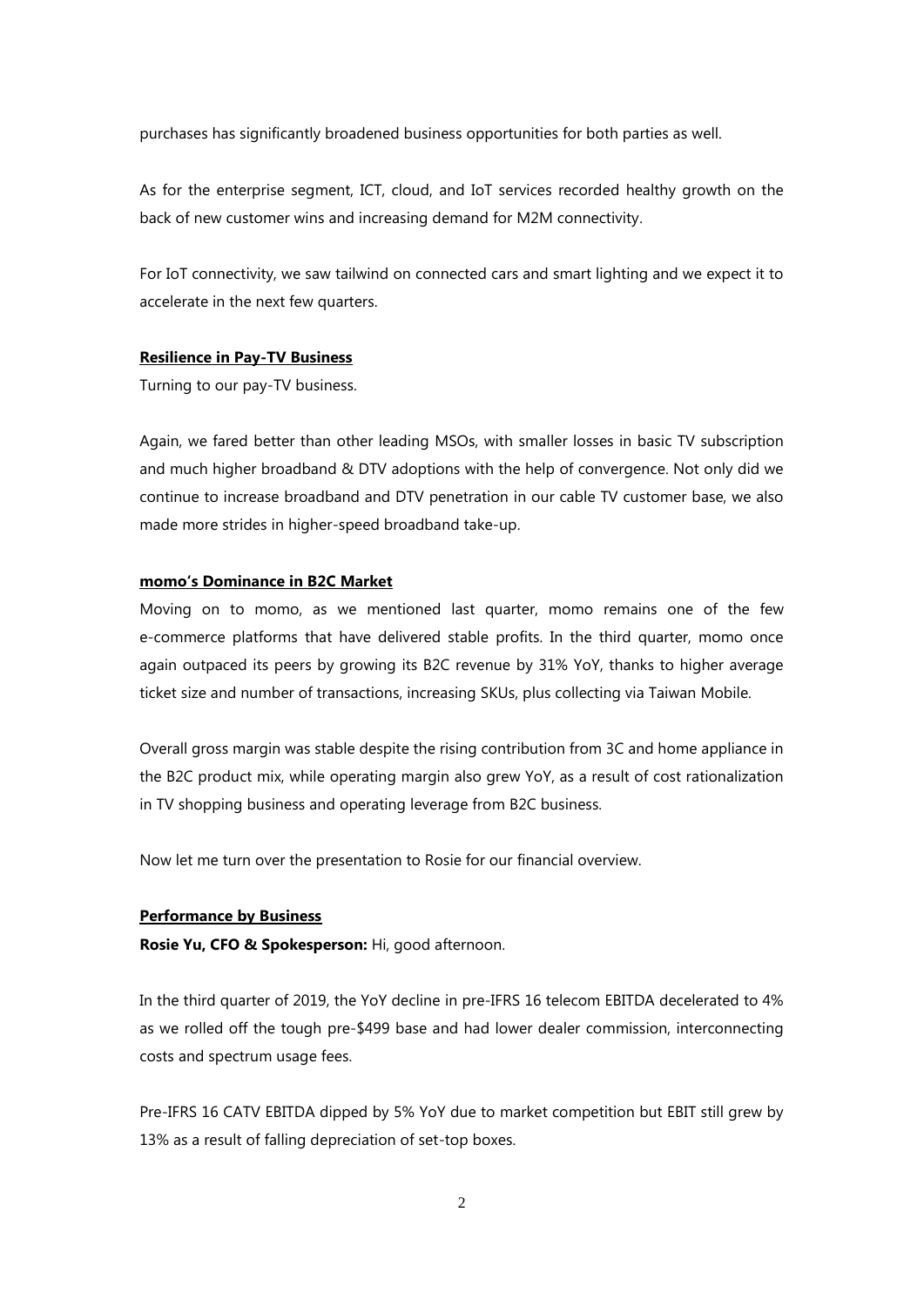purchases has significantly broadened business opportunities for both parties as well.

As for the enterprise segment, ICT, cloud, and IoT services recorded healthy growth on the back of new customer wins and increasing demand for M2M connectivity.

For IoT connectivity, we saw tailwind on connected cars and smart lighting and we expect it to accelerate in the next few quarters.

**Resilience in Pay-TV Business**

Turning to our pay-TV business.

Again, we fared better than other leading MSOs, with smaller losses in basic TV subscription and much higher broadband & DTV adoptions with the help of convergence. Not only did we continue to increase broadband and DTV penetration in our cable TV customer base, we also made more strides in higher-speed broadband take-up.

**momo's Dominance in B2C Market**

Moving on to momo, as we mentioned last quarter, momo remains one of the few e-commerce platforms that have delivered stable profits. In the third quarter, momo once again outpaced its peers by growing its B2C revenue by 31% YoY, thanks to higher average ticket size and number of transactions, increasing SKUs, plus collecting via Taiwan Mobile.

Overall gross margin was stable despite the rising contribution from 3C and home appliance in the B2C product mix, while operating margin also grew YoY, as a result of cost rationalization in TV shopping business and operating leverage from B2C business.

Now let me turn over the presentation to Rosie for our financial overview.

**Performance by Business**

**Rosie Yu, CFO & Spokesperson:** Hi, good afternoon.

In the third quarter of 2019, the YoY decline in pre-IFRS 16 telecom EBITDA decelerated to 4% as we rolled off the tough pre-$499 base and had lower dealer commission, interconnecting costs and spectrum usage fees.

Pre-IFRS 16 CATV EBITDA dipped by 5% YoY due to market competition but EBIT still grew by 13% as a result of falling depreciation of set-top boxes.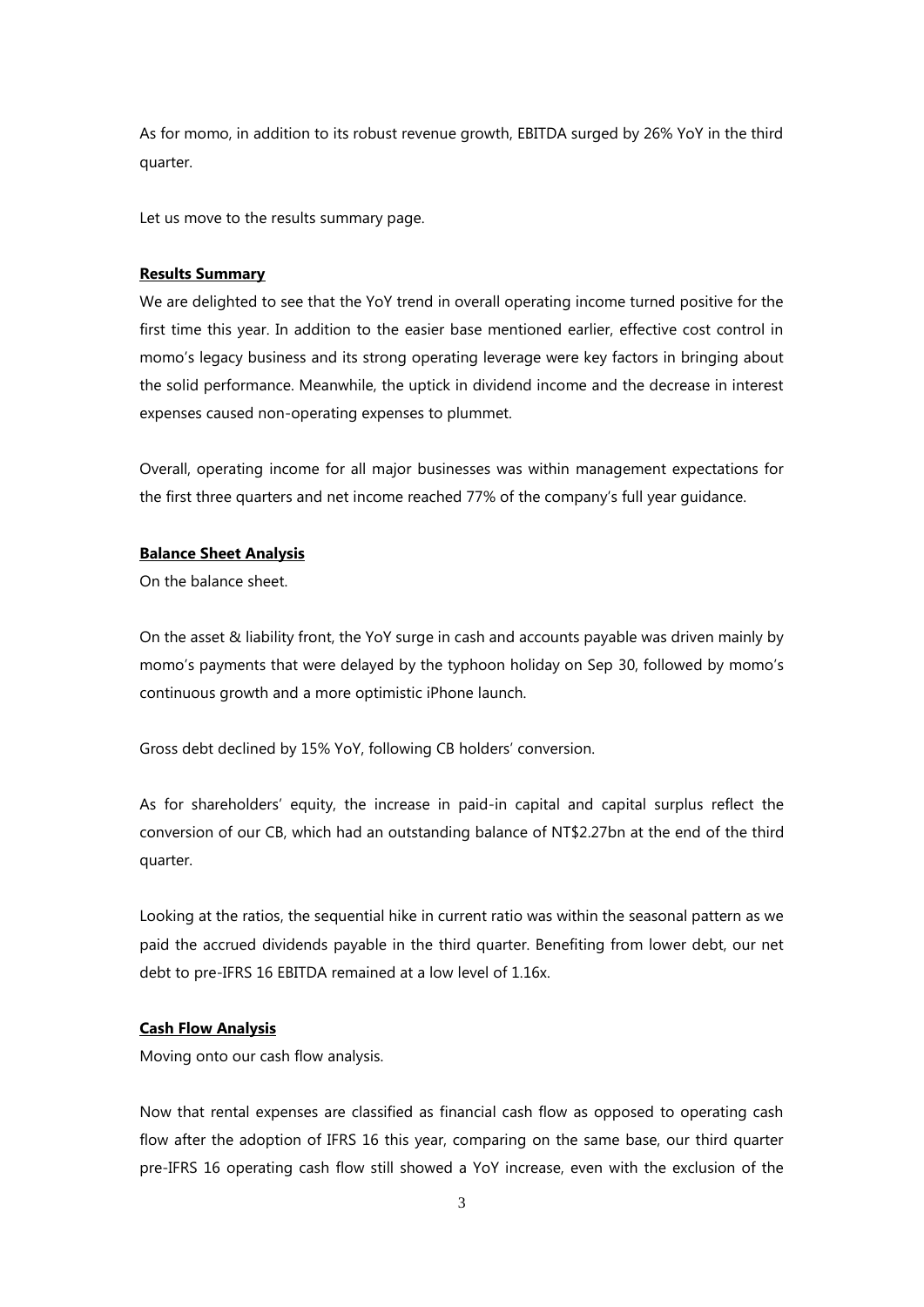As for momo, in addition to its robust revenue growth, EBITDA surged by 26% YoY in the third quarter.

Let us move to the results summary page.

**Results Summary**

We are delighted to see that the YoY trend in overall operating income turned positive for the first time this year. In addition to the easier base mentioned earlier, effective cost control in momo's legacy business and its strong operating leverage were key factors in bringing about the solid performance. Meanwhile, the uptick in dividend income and the decrease in interest expenses caused non-operating expenses to plummet.

Overall, operating income for all major businesses was within management expectations for the first three quarters and net income reached 77% of the company's full year guidance.

**Balance Sheet Analysis**

On the balance sheet.

On the asset & liability front, the YoY surge in cash and accounts payable was driven mainly by momo's payments that were delayed by the typhoon holiday on Sep 30, followed by momo's continuous growth and a more optimistic iPhone launch.

Gross debt declined by 15% YoY, following CB holders' conversion.

As for shareholders' equity, the increase in paid-in capital and capital surplus reflect the conversion of our CB, which had an outstanding balance of NT$2.27bn at the end of the third quarter.

Looking at the ratios, the sequential hike in current ratio was within the seasonal pattern as we paid the accrued dividends payable in the third quarter. Benefiting from lower debt, our net debt to pre-IFRS 16 EBITDA remained at a low level of 1.16x.

**Cash Flow Analysis**

Moving onto our cash flow analysis.

Now that rental expenses are classified as financial cash flow as opposed to operating cash flow after the adoption of IFRS 16 this year, comparing on the same base, our third quarter pre-IFRS 16 operating cash flow still showed a YoY increase, even with the exclusion of the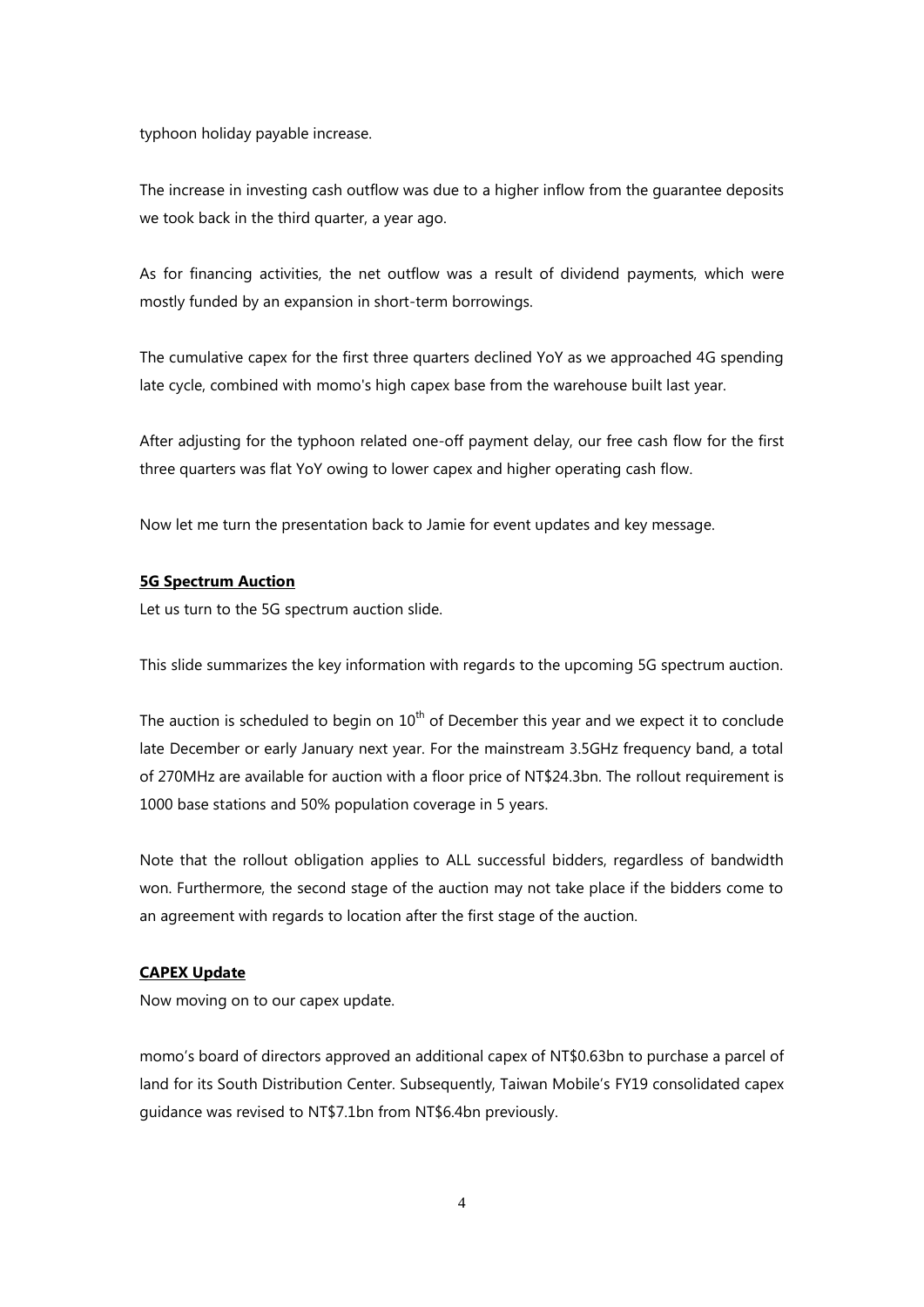typhoon holiday payable increase.

The increase in investing cash outflow was due to a higher inflow from the guarantee deposits we took back in the third quarter, a year ago.

As for financing activities, the net outflow was a result of dividend payments, which were mostly funded by an expansion in short-term borrowings.

The cumulative capex for the first three quarters declined YoY as we approached 4G spending late cycle, combined with momo's high capex base from the warehouse built last year.

After adjusting for the typhoon related one-off payment delay, our free cash flow for the first three quarters was flat YoY owing to lower capex and higher operating cash flow.

Now let me turn the presentation back to Jamie for event updates and key message.

**5G Spectrum Auction**

Let us turn to the 5G spectrum auction slide.

This slide summarizes the key information with regards to the upcoming 5G spectrum auction.

The auction is scheduled to begin on 10th of December this year and we expect it to conclude late December or early January next year. For the mainstream 3.5GHz frequency band, a total of 270MHz are available for auction with a floor price of NT$24.3bn. The rollout requirement is 1000 base stations and 50% population coverage in 5 years.

Note that the rollout obligation applies to ALL successful bidders, regardless of bandwidth won. Furthermore, the second stage of the auction may not take place if the bidders come to an agreement with regards to location after the first stage of the auction.

**CAPEX Update**

Now moving on to our capex update.

momo's board of directors approved an additional capex of NT$0.63bn to purchase a parcel of land for its South Distribution Center. Subsequently, Taiwan Mobile's FY19 consolidated capex guidance was revised to NT$7.1bn from NT$6.4bn previously.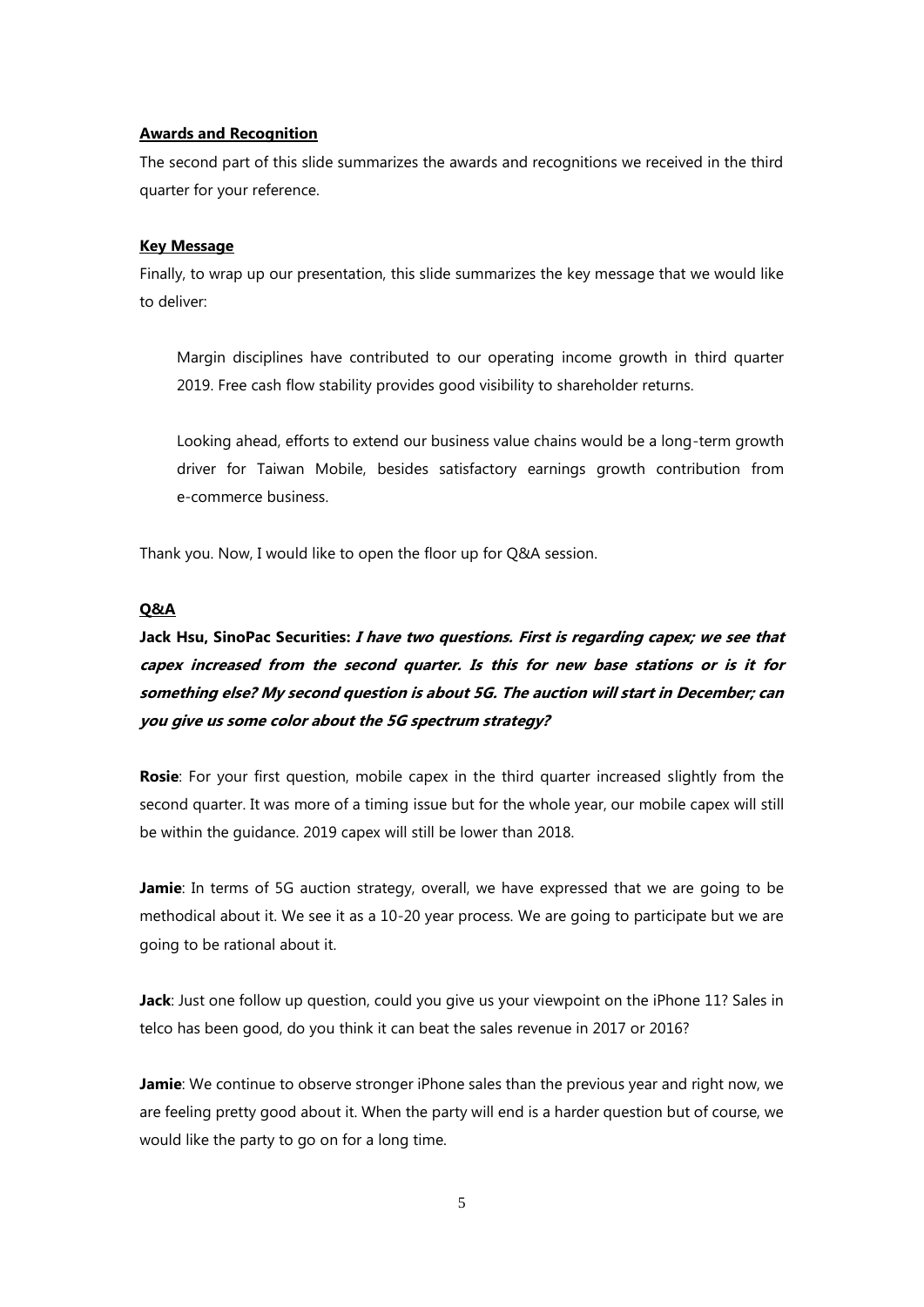**Awards and Recognition**

The second part of this slide summarizes the awards and recognitions we received in the third quarter for your reference.

**Key Message**

Finally, to wrap up our presentation, this slide summarizes the key message that we would like to deliver:

> Margin disciplines have contributed to our operating income growth in third quarter 2019. Free cash flow stability provides good visibility to shareholder returns.
>
> Looking ahead, efforts to extend our business value chains would be a long-term growth driver for Taiwan Mobile, besides satisfactory earnings growth contribution from e-commerce business.

Thank you. Now, I would like to open the floor up for Q&A session.

**Q&A**

**Jack Hsu, SinoPac Securities:** ***I have two questions. First is regarding capex; we see that capex increased from the second quarter. Is this for new base stations or is it for something else? My second question is about 5G. The auction will start in December; can you give us some color about the 5G spectrum strategy?***

**Rosie**: For your first question, mobile capex in the third quarter increased slightly from the second quarter. It was more of a timing issue but for the whole year, our mobile capex will still be within the guidance. 2019 capex will still be lower than 2018.

**Jamie**: In terms of 5G auction strategy, overall, we have expressed that we are going to be methodical about it. We see it as a 10-20 year process. We are going to participate but we are going to be rational about it.

**Jack**: Just one follow up question, could you give us your viewpoint on the iPhone 11? Sales in telco has been good, do you think it can beat the sales revenue in 2017 or 2016?

**Jamie**: We continue to observe stronger iPhone sales than the previous year and right now, we are feeling pretty good about it. When the party will end is a harder question but of course, we would like the party to go on for a long time.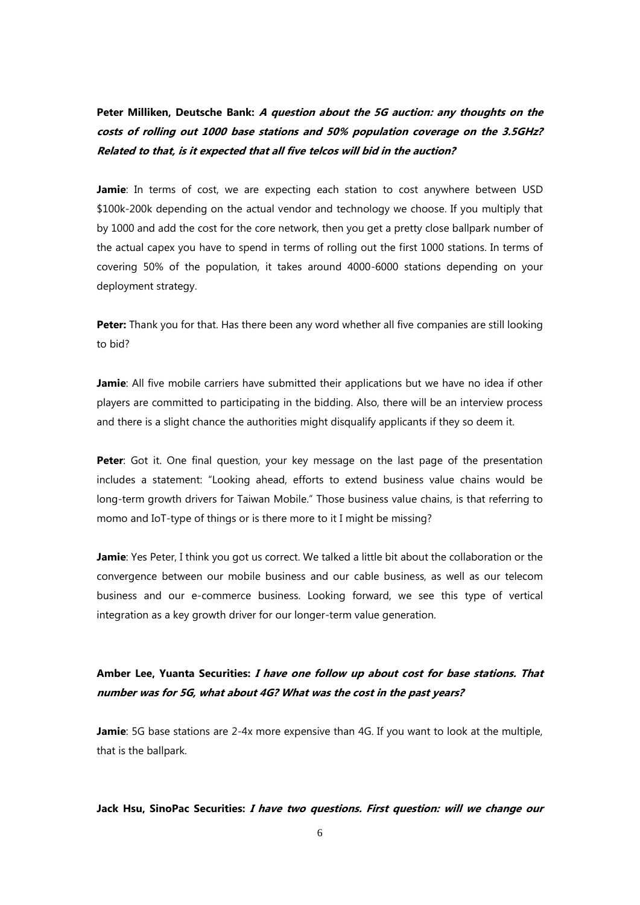**Peter Milliken, Deutsche Bank:** ***A question about the 5G auction: any thoughts on the costs of rolling out 1000 base stations and 50% population coverage on the 3.5GHz? Related to that, is it expected that all five telcos will bid in the auction?***

**Jamie**: In terms of cost, we are expecting each station to cost anywhere between USD $100k-200k depending on the actual vendor and technology we choose. If you multiply that by 1000 and add the cost for the core network, then you get a pretty close ballpark number of the actual capex you have to spend in terms of rolling out the first 1000 stations. In terms of covering 50% of the population, it takes around 4000-6000 stations depending on your deployment strategy.

**Peter:** Thank you for that. Has there been any word whether all five companies are still looking to bid?

**Jamie**: All five mobile carriers have submitted their applications but we have no idea if other players are committed to participating in the bidding. Also, there will be an interview process and there is a slight chance the authorities might disqualify applicants if they so deem it.

**Peter**: Got it. One final question, your key message on the last page of the presentation includes a statement: "Looking ahead, efforts to extend business value chains would be long-term growth drivers for Taiwan Mobile." Those business value chains, is that referring to momo and IoT-type of things or is there more to it I might be missing?

**Jamie**: Yes Peter, I think you got us correct. We talked a little bit about the collaboration or the convergence between our mobile business and our cable business, as well as our telecom business and our e-commerce business. Looking forward, we see this type of vertical integration as a key growth driver for our longer-term value generation.

**Amber Lee, Yuanta Securities:** ***I have one follow up about cost for base stations. That number was for 5G, what about 4G? What was the cost in the past years?***

**Jamie**: 5G base stations are 2-4x more expensive than 4G. If you want to look at the multiple, that is the ballpark.

**Jack Hsu, SinoPac Securities:** ***I have two questions. First question: will we change our***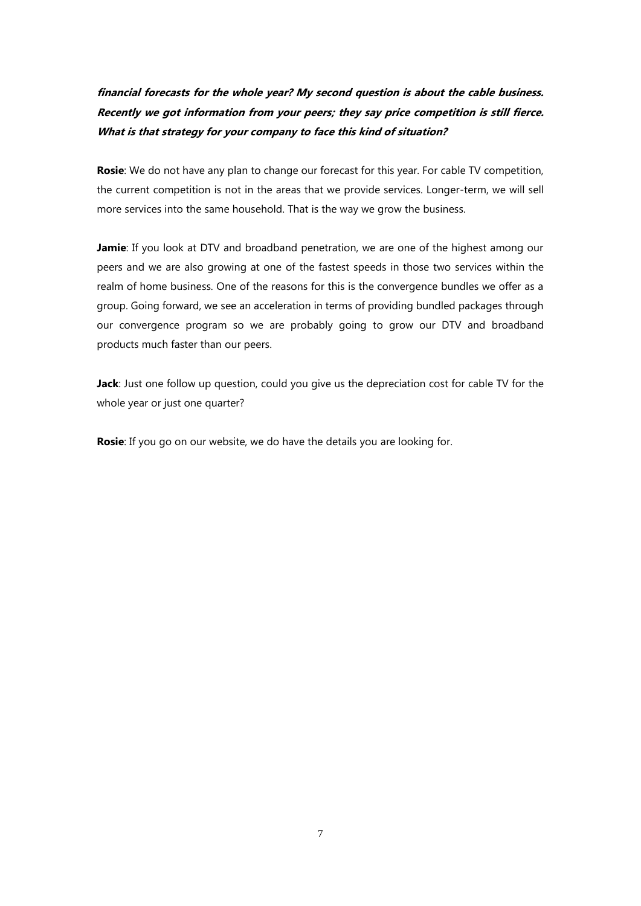***financial forecasts for the whole year? My second question is about the cable business. Recently we got information from your peers; they say price competition is still fierce. What is that strategy for your company to face this kind of situation?***

**Rosie**: We do not have any plan to change our forecast for this year. For cable TV competition, the current competition is not in the areas that we provide services. Longer-term, we will sell more services into the same household. That is the way we grow the business.

**Jamie**: If you look at DTV and broadband penetration, we are one of the highest among our peers and we are also growing at one of the fastest speeds in those two services within the realm of home business. One of the reasons for this is the convergence bundles we offer as a group. Going forward, we see an acceleration in terms of providing bundled packages through our convergence program so we are probably going to grow our DTV and broadband products much faster than our peers.

**Jack**: Just one follow up question, could you give us the depreciation cost for cable TV for the whole year or just one quarter?

**Rosie**: If you go on our website, we do have the details you are looking for.